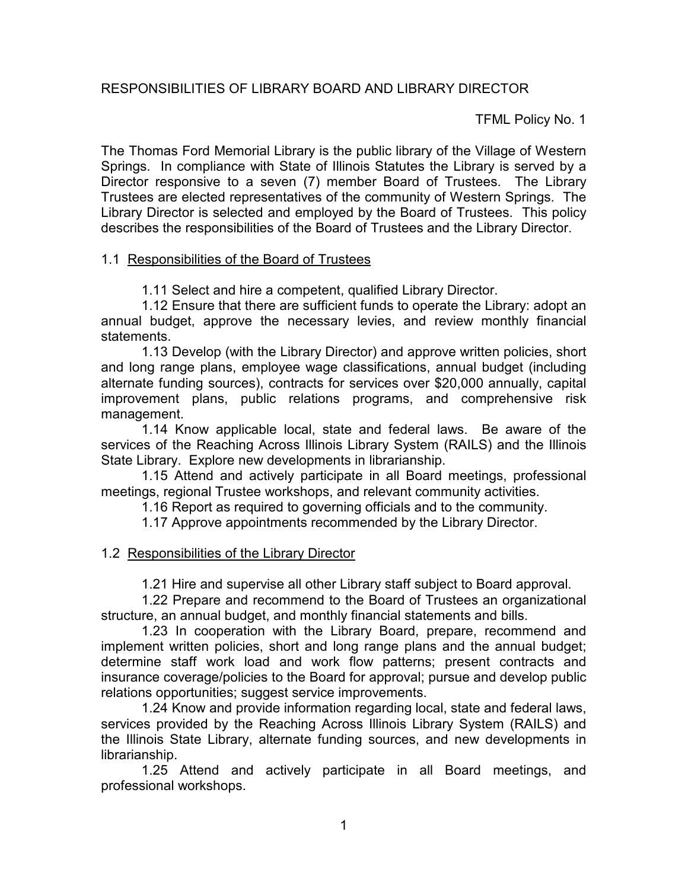# RESPONSIBILITIES OF LIBRARY BOARD AND LIBRARY DIRECTOR

TFML Policy No. 1

The Thomas Ford Memorial Library is the public library of the Village of Western Springs. In compliance with State of Illinois Statutes the Library is served by a Director responsive to a seven (7) member Board of Trustees. The Library Trustees are elected representatives of the community of Western Springs. The Library Director is selected and employed by the Board of Trustees. This policy describes the responsibilities of the Board of Trustees and the Library Director.

## 1.1 Responsibilities of the Board of Trustees

1.11 Select and hire a competent, qualified Library Director.

1.12 Ensure that there are sufficient funds to operate the Library: adopt an annual budget, approve the necessary levies, and review monthly financial statements.

1.13 Develop (with the Library Director) and approve written policies, short and long range plans, employee wage classifications, annual budget (including alternate funding sources), contracts for services over $20,000 annually, capital improvement plans, public relations programs, and comprehensive risk management.

1.14 Know applicable local, state and federal laws. Be aware of the services of the Reaching Across Illinois Library System (RAILS) and the Illinois State Library. Explore new developments in librarianship.

1.15 Attend and actively participate in all Board meetings, professional meetings, regional Trustee workshops, and relevant community activities.

1.16 Report as required to governing officials and to the community.

1.17 Approve appointments recommended by the Library Director.

## 1.2 Responsibilities of the Library Director

1.21 Hire and supervise all other Library staff subject to Board approval.

1.22 Prepare and recommend to the Board of Trustees an organizational structure, an annual budget, and monthly financial statements and bills.

1.23 In cooperation with the Library Board, prepare, recommend and implement written policies, short and long range plans and the annual budget; determine staff work load and work flow patterns; present contracts and insurance coverage/policies to the Board for approval; pursue and develop public relations opportunities; suggest service improvements.

1.24 Know and provide information regarding local, state and federal laws, services provided by the Reaching Across Illinois Library System (RAILS) and the Illinois State Library, alternate funding sources, and new developments in librarianship.

1.25 Attend and actively participate in all Board meetings, and professional workshops.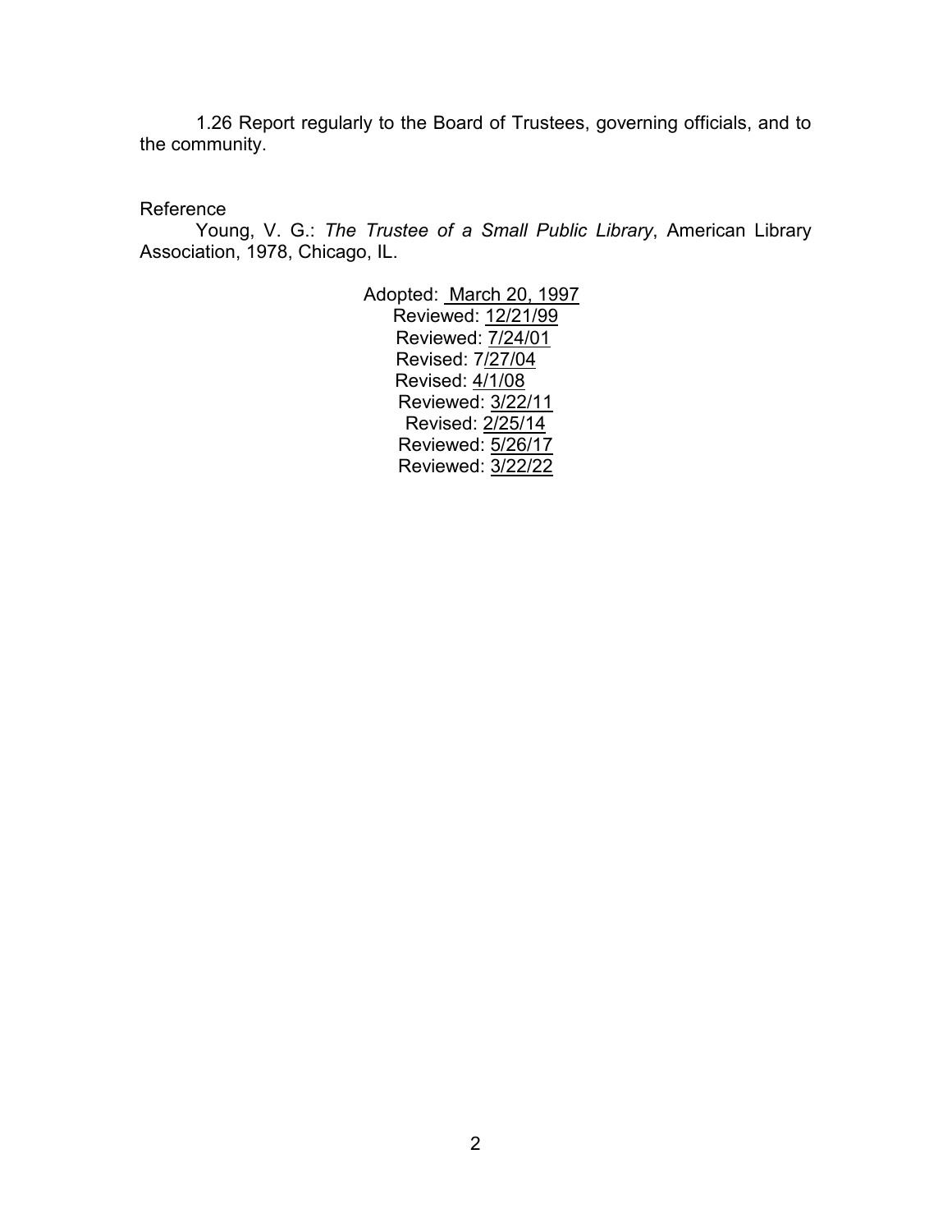1.26 Report regularly to the Board of Trustees, governing officials, and to the community.

Reference

Young, V. G.: *The Trustee of a Small Public Library*, American Library Association, 1978, Chicago, IL.

Adopted: March 20, 1997
Reviewed: 12/21/99
Reviewed: 7/24/01
Revised: 7/27/04
Revised: 4/1/08
Reviewed: 3/22/11
Revised: 2/25/14
Reviewed: 5/26/17
Reviewed: 3/22/22